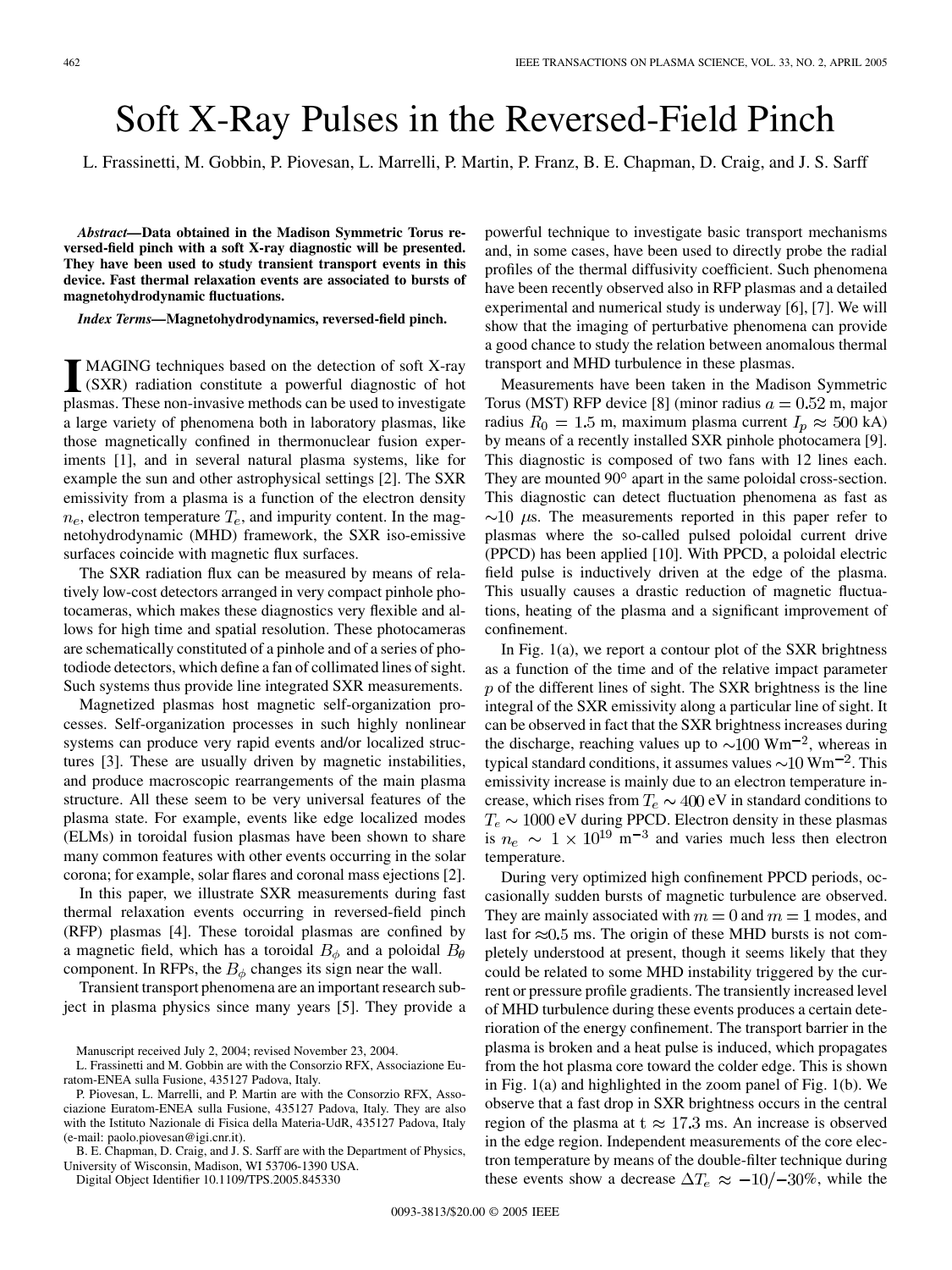# Soft X-Ray Pulses in the Reversed-Field Pinch

L. Frassinetti, M. Gobbin, P. Piovesan, L. Marrelli, P. Martin, P. Franz, B. E. Chapman, D. Craig, and J. S. Sarff

***Abstract*—Data obtained in the Madison Symmetric Torus reversed-field pinch with a soft X-ray diagnostic will be presented. They have been used to study transient transport events in this device. Fast thermal relaxation events are associated to bursts of magnetohydrodynamic fluctuations.**

***Index Terms*—Magnetohydrodynamics, reversed-field pinch.**

IMAGING techniques based on the detection of soft X-ray (SXR) radiation constitute a powerful diagnostic of hot plasmas. These non-invasive methods can be used to investigate a large variety of phenomena both in laboratory plasmas, like those magnetically confined in thermonuclear fusion experiments [1], and in several natural plasma systems, like for example the sun and other astrophysical settings [2]. The SXR emissivity from a plasma is a function of the electron density $n_e$, electron temperature $T_e$, and impurity content. In the magnetohydrodynamic (MHD) framework, the SXR iso-emissive surfaces coincide with magnetic flux surfaces.

The SXR radiation flux can be measured by means of relatively low-cost detectors arranged in very compact pinhole photocameras, which makes these diagnostics very flexible and allows for high time and spatial resolution. These photocameras are schematically constituted of a pinhole and of a series of photodiode detectors, which define a fan of collimated lines of sight. Such systems thus provide line integrated SXR measurements.

Magnetized plasmas host magnetic self-organization processes. Self-organization processes in such highly nonlinear systems can produce very rapid events and/or localized structures [3]. These are usually driven by magnetic instabilities, and produce macroscopic rearrangements of the main plasma structure. All these seem to be very universal features of the plasma state. For example, events like edge localized modes (ELMs) in toroidal fusion plasmas have been shown to share many common features with other events occurring in the solar corona; for example, solar flares and coronal mass ejections [2].

In this paper, we illustrate SXR measurements during fast thermal relaxation events occurring in reversed-field pinch (RFP) plasmas [4]. These toroidal plasmas are confined by a magnetic field, which has a toroidal $B_\phi$ and a poloidal $B_\theta$ component. In RFPs, the $B_\phi$ changes its sign near the wall.

Transient transport phenomena are an important research subject in plasma physics since many years [5]. They provide a powerful technique to investigate basic transport mechanisms and, in some cases, have been used to directly probe the radial profiles of the thermal diffusivity coefficient. Such phenomena have been recently observed also in RFP plasmas and a detailed experimental and numerical study is underway [6], [7]. We will show that the imaging of perturbative phenomena can provide a good chance to study the relation between anomalous thermal transport and MHD turbulence in these plasmas.

Measurements have been taken in the Madison Symmetric Torus (MST) RFP device [8] (minor radius $a = 0.52$ m, major radius $R_0 = 1.5$ m, maximum plasma current $I_p \approx 500$ kA) by means of a recently installed SXR pinhole photocamera [9]. This diagnostic is composed of two fans with 12 lines each. They are mounted 90° apart in the same poloidal cross-section. This diagnostic can detect fluctuation phenomena as fast as $\sim 10$ μs. The measurements reported in this paper refer to plasmas where the so-called pulsed poloidal current drive (PPCD) has been applied [10]. With PPCD, a poloidal electric field pulse is inductively driven at the edge of the plasma. This usually causes a drastic reduction of magnetic fluctuations, heating of the plasma and a significant improvement of confinement.

In Fig. 1(a), we report a contour plot of the SXR brightness as a function of the time and of the relative impact parameter $p$ of the different lines of sight. The SXR brightness is the line integral of the SXR emissivity along a particular line of sight. It can be observed in fact that the SXR brightness increases during the discharge, reaching values up to $\sim 100$ Wm$^{-2}$, whereas in typical standard conditions, it assumes values $\sim 10$ Wm$^{-2}$. This emissivity increase is mainly due to an electron temperature increase, which rises from $T_e \sim 400$ eV in standard conditions to $T_e \sim 1000$ eV during PPCD. Electron density in these plasmas is $n_e \sim 1 \times 10^{19}$ m$^{-3}$ and varies much less then electron temperature.

During very optimized high confinement PPCD periods, occasionally sudden bursts of magnetic turbulence are observed. They are mainly associated with $m = 0$ and $m = 1$ modes, and last for $\approx 0.5$ ms. The origin of these MHD bursts is not completely understood at present, though it seems likely that they could be related to some MHD instability triggered by the current or pressure profile gradients. The transiently increased level of MHD turbulence during these events produces a certain deterioration of the energy confinement. The transport barrier in the plasma is broken and a heat pulse is induced, which propagates from the hot plasma core toward the colder edge. This is shown in Fig. 1(a) and highlighted in the zoom panel of Fig. 1(b). We observe that a fast drop in SXR brightness occurs in the central region of the plasma at t $\approx 17.3$ ms. An increase is observed in the edge region. Independent measurements of the core electron temperature by means of the double-filter technique during these events show a decrease $\Delta T_e \approx -10/-30\%$, while the

Manuscript received July 2, 2004; revised November 23, 2004.

L. Frassinetti and M. Gobbin are with the Consorzio RFX, Associazione Euratom-ENEA sulla Fusione, 435127 Padova, Italy.

P. Piovesan, L. Marrelli, and P. Martin are with the Consorzio RFX, Associazione Euratom-ENEA sulla Fusione, 435127 Padova, Italy. They are also with the Istituto Nazionale di Fisica della Materia-UdR, 435127 Padova, Italy (e-mail: paolo.piovesan@igi.cnr.it).

B. E. Chapman, D. Craig, and J. S. Sarff are with the Department of Physics, University of Wisconsin, Madison, WI 53706-1390 USA.

Digital Object Identifier 10.1109/TPS.2005.845330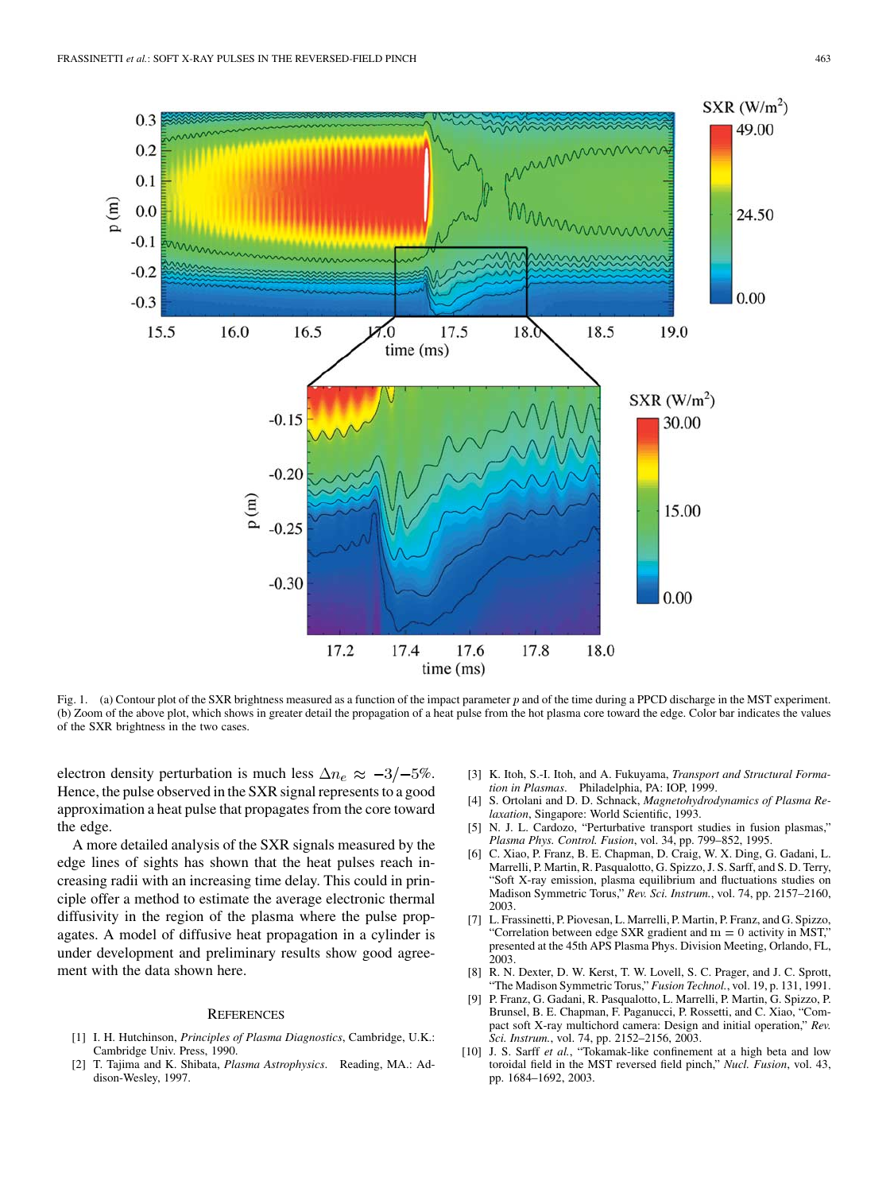SXR (W/m$^2$)

49.00

24.50

0.00

0.3

0.2

0.1

0.0

-0.1

-0.2

-0.3

p (m)

15.5 16.0 16.5 17.0 17.5 18.0 18.5 19.0

time (ms)

SXR (W/m$^2$)

30.00

15.00

0.00

-0.15

-0.20

-0.25

-0.30

p (m)

17.2 17.4 17.6 17.8 18.0

time (ms)

Fig. 1. (a) Contour plot of the SXR brightness measured as a function of the impact parameter *p* and of the time during a PPCD discharge in the MST experiment. (b) Zoom of the above plot, which shows in greater detail the propagation of a heat pulse from the hot plasma core toward the edge. Color bar indicates the values of the SXR brightness in the two cases.

electron density perturbation is much less $\Delta n_e \approx -3/-5\%$. Hence, the pulse observed in the SXR signal represents to a good approximation a heat pulse that propagates from the core toward the edge.

A more detailed analysis of the SXR signals measured by the edge lines of sights has shown that the heat pulses reach increasing radii with an increasing time delay. This could in principle offer a method to estimate the average electronic thermal diffusivity in the region of the plasma where the pulse propagates. A model of diffusive heat propagation in a cylinder is under development and preliminary results show good agreement with the data shown here.

## References

[1] I. H. Hutchinson, *Principles of Plasma Diagnostics*, Cambridge, U.K.: Cambridge Univ. Press, 1990.

[2] T. Tajima and K. Shibata, *Plasma Astrophysics*. Reading, MA.: Addison-Wesley, 1997.

[3] K. Itoh, S.-I. Itoh, and A. Fukuyama, *Transport and Structural Formation in Plasmas*. Philadelphia, PA: IOP, 1999.

[4] S. Ortolani and D. D. Schnack, *Magnetohydrodynamics of Plasma Relaxation*, Singapore: World Scientific, 1993.

[5] N. J. L. Cardozo, "Perturbative transport studies in fusion plasmas," *Plasma Phys. Control. Fusion*, vol. 34, pp. 799–852, 1995.

[6] C. Xiao, P. Franz, B. E. Chapman, D. Craig, W. X. Ding, G. Gadani, L. Marrelli, P. Martin, R. Pasqualotto, G. Spizzo, J. S. Sarff, and S. D. Terry, "Soft X-ray emission, plasma equilibrium and fluctuations studies on Madison Symmetric Torus," *Rev. Sci. Instrum.*, vol. 74, pp. 2157–2160, 2003.

[7] L. Frassinetti, P. Piovesan, L. Marrelli, P. Martin, P. Franz, and G. Spizzo, "Correlation between edge SXR gradient and $m = 0$ activity in MST," presented at the 45th APS Plasma Phys. Division Meeting, Orlando, FL, 2003.

[8] R. N. Dexter, D. W. Kerst, T. W. Lovell, S. C. Prager, and J. C. Sprott, "The Madison Symmetric Torus," *Fusion Technol.*, vol. 19, p. 131, 1991.

[9] P. Franz, G. Gadani, R. Pasqualotto, L. Marrelli, P. Martin, G. Spizzo, P. Brunsel, B. E. Chapman, F. Paganucci, P. Rossetti, and C. Xiao, "Compact soft X-ray multichord camera: Design and initial operation," *Rev. Sci. Instrum.*, vol. 74, pp. 2152–2156, 2003.

[10] J. S. Sarff *et al.*, "Tokamak-like confinement at a high beta and low toroidal field in the MST reversed field pinch," *Nucl. Fusion*, vol. 43, pp. 1684–1692, 2003.